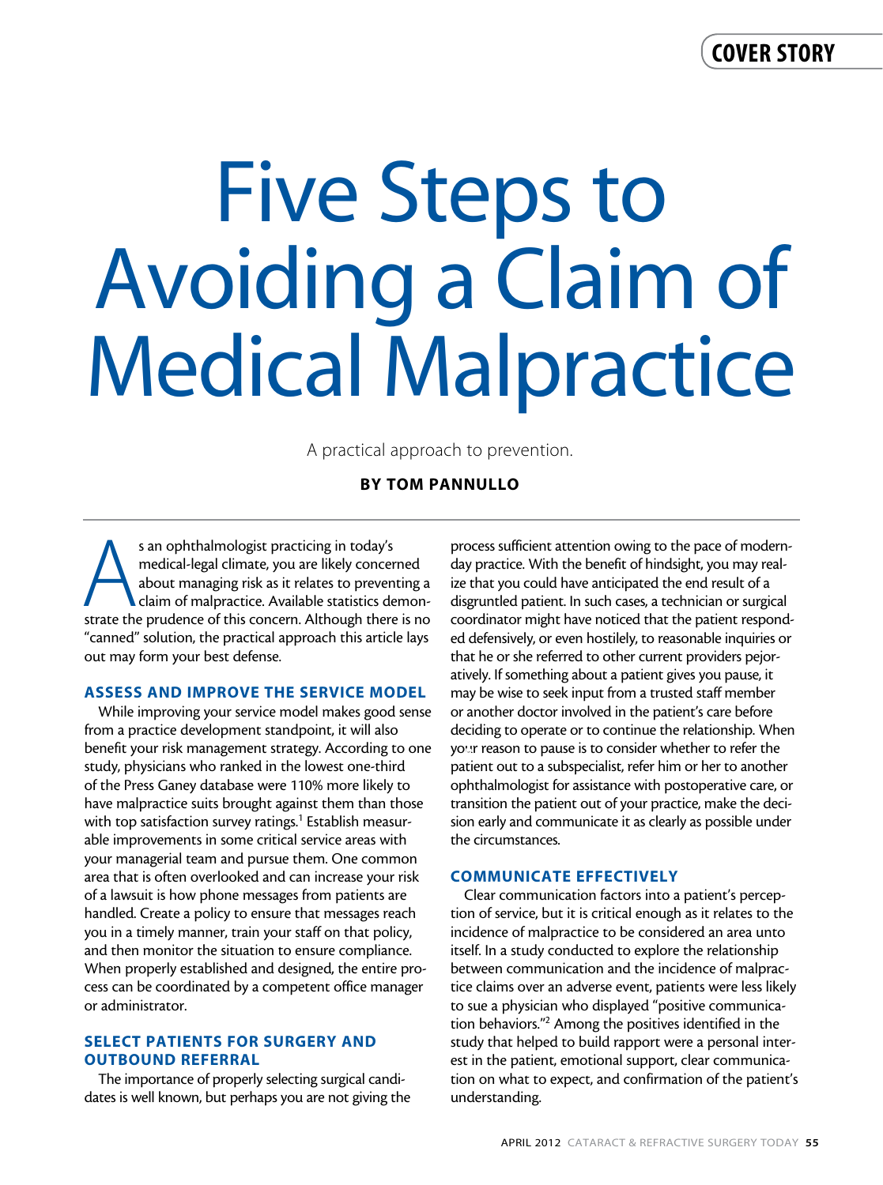# Five Steps to Avoiding a Claim of Medical Malpractice

A practical approach to prevention.

**BY TOM PANNULLO**

As an ophthalmologist practicing in today's medical-legal climate, you are likely concerned about managing risk as it relates to preventing a claim of malpractice. Available statistics demonstrate the prudence of this concern. Although there is no "canned" solution, the practical approach this article lays out may form your best defense.

## ASSESS AND IMPROVE THE SERVICE MODEL

While improving your service model makes good sense from a practice development standpoint, it will also benefit your risk management strategy. According to one study, physicians who ranked in the lowest one-third of the Press Ganey database were 110% more likely to have malpractice suits brought against them than those with top satisfaction survey ratings.[1] Establish measurable improvements in some critical service areas with your managerial team and pursue them. One common area that is often overlooked and can increase your risk of a lawsuit is how phone messages from patients are handled. Create a policy to ensure that messages reach you in a timely manner, train your staff on that policy, and then monitor the situation to ensure compliance. When properly established and designed, the entire process can be coordinated by a competent office manager or administrator.

## SELECT PATIENTS FOR SURGERY AND OUTBOUND REFERRAL

The importance of properly selecting surgical candidates is well known, but perhaps you are not giving the process sufficient attention owing to the pace of modern-day practice. With the benefit of hindsight, you may realize that you could have anticipated the end result of a disgruntled patient. In such cases, a technician or surgical coordinator might have noticed that the patient responded defensively, or even hostilely, to reasonable inquiries or that he or she referred to other current providers pejoratively. If something about a patient gives you pause, it may be wise to seek input from a trusted staff member or another doctor involved in the patient's care before deciding to operate or to continue the relationship. When your reason to pause is to consider whether to refer the patient out to a subspecialist, refer him or her to another ophthalmologist for assistance with postoperative care, or transition the patient out of your practice, make the decision early and communicate it as clearly as possible under the circumstances.

## COMMUNICATE EFFECTIVELY

Clear communication factors into a patient's perception of service, but it is critical enough as it relates to the incidence of malpractice to be considered an area unto itself. In a study conducted to explore the relationship between communication and the incidence of malpractice claims over an adverse event, patients were less likely to sue a physician who displayed "positive communication behaviors."[2] Among the positives identified in the study that helped to build rapport were a personal interest in the patient, emotional support, clear communication on what to expect, and confirmation of the patient's understanding.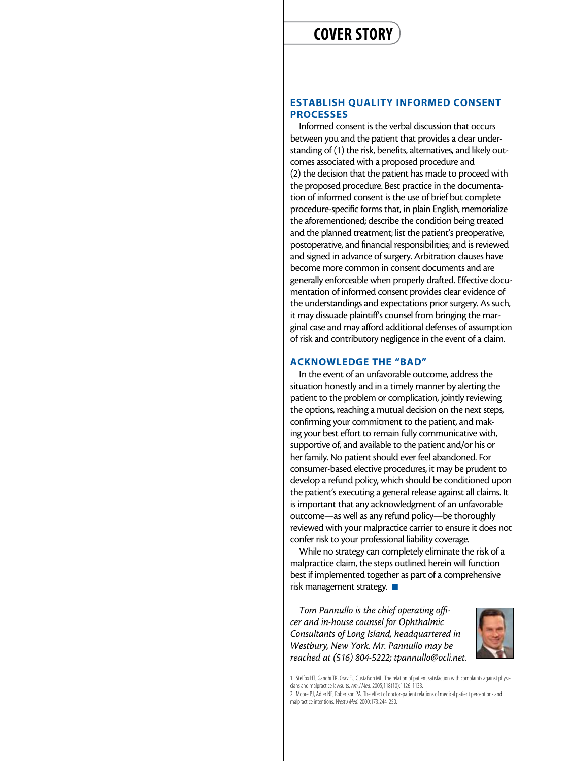## ESTABLISH QUALITY INFORMED CONSENT PROCESSES

Informed consent is the verbal discussion that occurs between you and the patient that provides a clear understanding of (1) the risk, benefits, alternatives, and likely outcomes associated with a proposed procedure and (2) the decision that the patient has made to proceed with the proposed procedure. Best practice in the documentation of informed consent is the use of brief but complete procedure-specific forms that, in plain English, memorialize the aforementioned; describe the condition being treated and the planned treatment; list the patient's preoperative, postoperative, and financial responsibilities; and is reviewed and signed in advance of surgery. Arbitration clauses have become more common in consent documents and are generally enforceable when properly drafted. Effective documentation of informed consent provides clear evidence of the understandings and expectations prior surgery. As such, it may dissuade plaintiff's counsel from bringing the marginal case and may afford additional defenses of assumption of risk and contributory negligence in the event of a claim.

## ACKNOWLEDGE THE "BAD"

In the event of an unfavorable outcome, address the situation honestly and in a timely manner by alerting the patient to the problem or complication, jointly reviewing the options, reaching a mutual decision on the next steps, confirming your commitment to the patient, and making your best effort to remain fully communicative with, supportive of, and available to the patient and/or his or her family. No patient should ever feel abandoned. For consumer-based elective procedures, it may be prudent to develop a refund policy, which should be conditioned upon the patient's executing a general release against all claims. It is important that any acknowledgment of an unfavorable outcome—as well as any refund policy—be thoroughly reviewed with your malpractice carrier to ensure it does not confer risk to your professional liability coverage.

While no strategy can completely eliminate the risk of a malpractice claim, the steps outlined herein will function best if implemented together as part of a comprehensive risk management strategy. ■

*Tom Pannullo is the chief operating officer and in-house counsel for Ophthalmic Consultants of Long Island, headquartered in Westbury, New York. Mr. Pannullo may be reached at (516) 804-5222; tpannullo@ocli.net.*

1. Stelfox HT, Gandhi TK, Orav EJ, Gustafson ML. The relation of patient satisfaction with complaints against physicians and malpractice lawsuits. *Am J Med*. 2005;118(10):1126-1133.
2. Moore PJ, Adler NE, Robertson PA. The effect of doctor-patient relations of medical patient perceptions and malpractice intentions. *West J Med*. 2000;173:244-250.